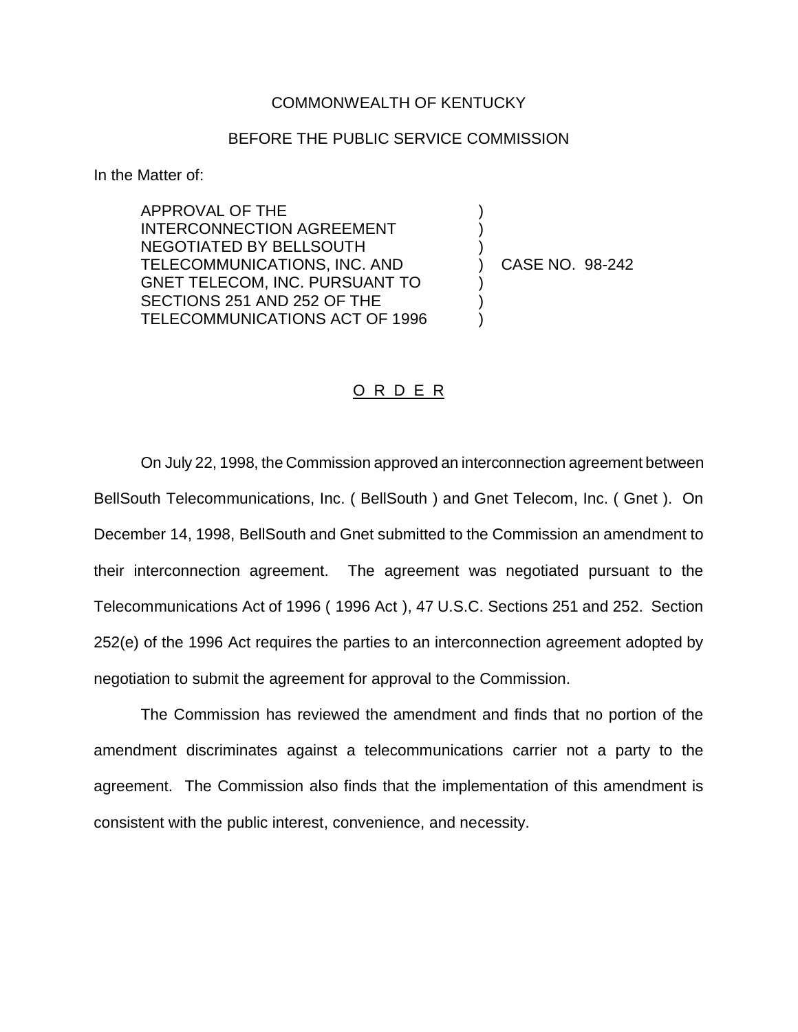COMMONWEALTH OF KENTUCKY

BEFORE THE PUBLIC SERVICE COMMISSION

In the Matter of:

| | | |
|---|---|---|
| APPROVAL OF THE INTERCONNECTION AGREEMENT NEGOTIATED BY BELLSOUTH TELECOMMUNICATIONS, INC. AND GNET TELECOM, INC. PURSUANT TO SECTIONS 251 AND 252 OF THE TELECOMMUNICATIONS ACT OF 1996 | ) | CASE NO. 98-242 |

O R D E R

On July 22, 1998, the Commission approved an interconnection agreement between BellSouth Telecommunications, Inc. ( BellSouth ) and Gnet Telecom, Inc. ( Gnet ). On December 14, 1998, BellSouth and Gnet submitted to the Commission an amendment to their interconnection agreement. The agreement was negotiated pursuant to the Telecommunications Act of 1996 ( 1996 Act ), 47 U.S.C. Sections 251 and 252. Section 252(e) of the 1996 Act requires the parties to an interconnection agreement adopted by negotiation to submit the agreement for approval to the Commission.

The Commission has reviewed the amendment and finds that no portion of the amendment discriminates against a telecommunications carrier not a party to the agreement. The Commission also finds that the implementation of this amendment is consistent with the public interest, convenience, and necessity.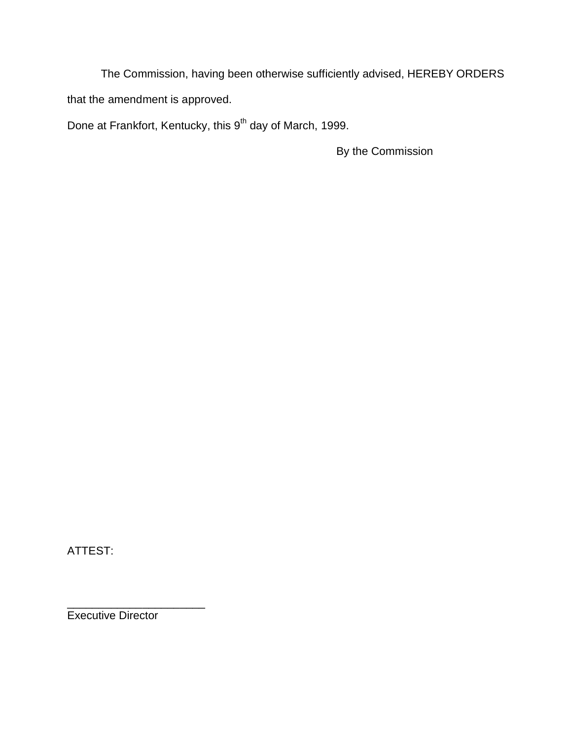The Commission, having been otherwise sufficiently advised, HEREBY ORDERS that the amendment is approved.

Done at Frankfort, Kentucky, this 9th day of March, 1999.

By the Commission

ATTEST:

______________________
Executive Director